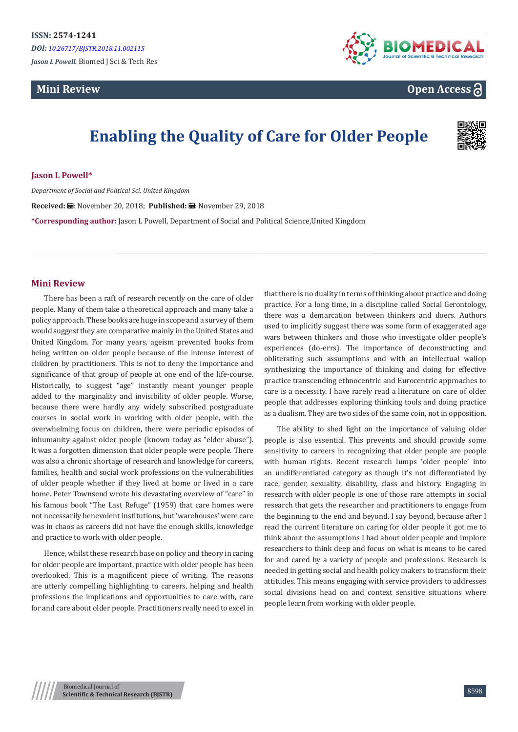ISSN: 2574-1241

*DOI: 10.26717/BJSTR.2018.11.002115*

*Jason L Powell.* Biomed J Sci & Tech Res

**Mini Review**

**Open Access**

# Enabling the Quality of Care for Older People

**Jason L Powell***

*Department of Social and Political Sci, United Kingdom*

**Received:** November 20, 2018; **Published:** November 29, 2018

***Corresponding author:** Jason L Powell, Department of Social and Political Science,United Kingdom

## Mini Review

There has been a raft of research recently on the care of older people. Many of them take a theoretical approach and many take a policy approach. These books are huge in scope and a survey of them would suggest they are comparative mainly in the United States and United Kingdom. For many years, ageism prevented books from being written on older people because of the intense interest of children by practitioners. This is not to deny the importance and significance of that group of people at one end of the life-course. Historically, to suggest "age" instantly meant younger people added to the marginality and invisibility of older people. Worse, because there were hardly any widely subscribed postgraduate courses in social work in working with older people, with the overwhelming focus on children, there were periodic episodes of inhumanity against older people (known today as "elder abuse"). It was a forgotten dimension that older people were people. There was also a chronic shortage of research and knowledge for careers, families, health and social work professions on the vulnerabilities of older people whether if they lived at home or lived in a care home. Peter Townsend wrote his devastating overview of "care" in his famous book "The Last Refuge" (1959) that care homes were not necessarily benevolent institutions, but 'warehouses' were care was in chaos as careers did not have the enough skills, knowledge and practice to work with older people.

Hence, whilst these research base on policy and theory in caring for older people are important, practice with older people has been overlooked. This is a magnificent piece of writing. The reasons are utterly compelling highlighting to careers, helping and health professions the implications and opportunities to care with, care for and care about older people. Practitioners really need to excel in that there is no duality in terms of thinking about practice and doing practice. For a long time, in a discipline called Social Gerontology, there was a demarcation between thinkers and doers. Authors used to implicitly suggest there was some form of exaggerated age wars between thinkers and those who investigate older people's experiences (do-errs). The importance of deconstructing and obliterating such assumptions and with an intellectual wallop synthesizing the importance of thinking and doing for effective practice transcending ethnocentric and Eurocentric approaches to care is a necessity. I have rarely read a literature on care of older people that addresses exploring thinking tools and doing practice as a dualism. They are two sides of the same coin, not in opposition.

The ability to shed light on the importance of valuing older people is also essential. This prevents and should provide some sensitivity to careers in recognizing that older people are people with human rights. Recent research lumps 'older people' into an undifferentiated category as though it's not differentiated by race, gender, sexuality, disability, class and history. Engaging in research with older people is one of those rare attempts in social research that gets the researcher and practitioners to engage from the beginning to the end and beyond. I say beyond, because after I read the current literature on caring for older people it got me to think about the assumptions I had about older people and implore researchers to think deep and focus on what is means to be cared for and cared by a variety of people and professions. Research is needed in getting social and health policy makers to transform their attitudes. This means engaging with service providers to addresses social divisions head on and context sensitive situations where people learn from working with older people.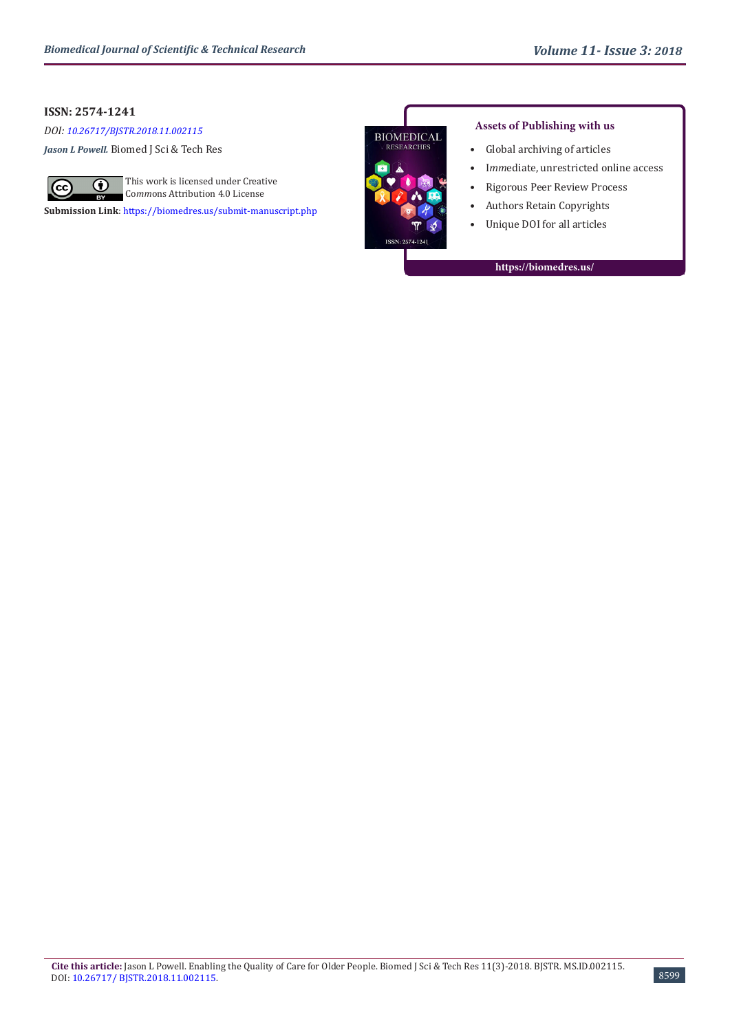**ISSN: 2574-1241**

*DOI: 10.26717/BJSTR.2018.11.002115*

***Jason L Powell.*** Biomed J Sci & Tech Res

This work is licensed under Creative Commons Attribution 4.0 License

**Submission Link**: https://biomedres.us/submit-manuscript.php

**Assets of Publishing with us**

- Global archiving of articles
- Immediate, unrestricted online access
- Rigorous Peer Review Process
- Authors Retain Copyrights
- Unique DOI for all articles

**https://biomedres.us/**